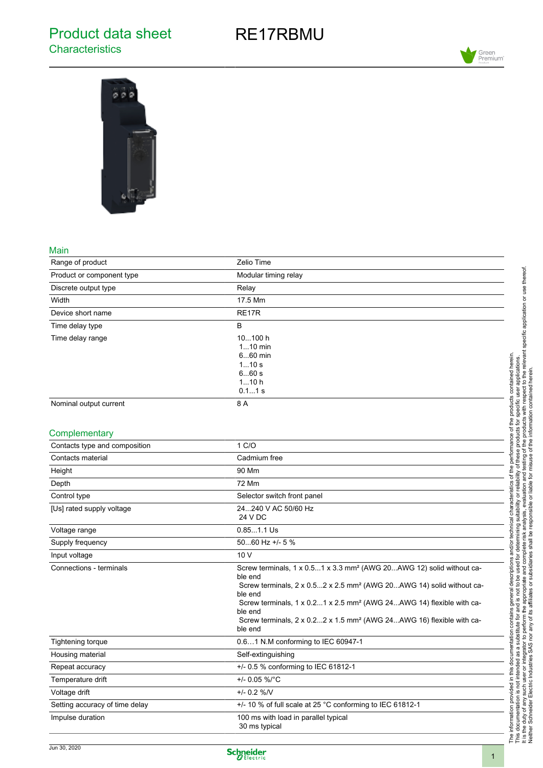# Product data sheet
## Characteristics

# RE17RBMU

### Main

| | |
|---|---|
| Range of product | Zelio Time |
| Product or component type | Modular timing relay |
| Discrete output type | Relay |
| Width | 17.5 Mm |
| Device short name | RE17R |
| Time delay type | B |
| Time delay range | 10...100 h<br>1...10 min<br>6...60 min<br>1...10 s<br>6...60 s<br>1...10 h<br>0.1...1 s |
| Nominal output current | 8 A |

### Complementary

| | |
|---|---|
| Contacts type and composition | 1 C/O |
| Contacts material | Cadmium free |
| Height | 90 Mm |
| Depth | 72 Mm |
| Control type | Selector switch front panel |
| [Us] rated supply voltage | 24...240 V AC 50/60 Hz<br>24 V DC |
| Voltage range | 0.85...1.1 Us |
| Supply frequency | 50...60 Hz +/- 5 % |
| Input voltage | 10 V |
| Connections - terminals | Screw terminals, 1 x 0.5...1 x 3.3 mm² (AWG 20...AWG 12) solid without cable end<br>Screw terminals, 2 x 0.5...2 x 2.5 mm² (AWG 20...AWG 14) solid without cable end<br>Screw terminals, 1 x 0.2...1 x 2.5 mm² (AWG 24...AWG 14) flexible with cable end<br>Screw terminals, 2 x 0.2...2 x 1.5 mm² (AWG 24...AWG 16) flexible with cable end |
| Tightening torque | 0.6…1 N.M conforming to IEC 60947-1 |
| Housing material | Self-extinguishing |
| Repeat accuracy | +/- 0.5 % conforming to IEC 61812-1 |
| Temperature drift | +/- 0.05 %/°C |
| Voltage drift | +/- 0.2 %/V |
| Setting accuracy of time delay | +/- 10 % of full scale at 25 °C conforming to IEC 61812-1 |
| Impulse duration | 100 ms with load in parallel typical<br>30 ms typical |

The information provided in this documentation contains general descriptions and/or technical characteristics of the performance of the products contained herein.
This documentation is not intended as a substitute for and is not to be used for determining suitability or reliability of these products for specific user applications.
It is the duty of any such user or integrator to perform the appropriate and complete risk analysis, evaluation and testing of the products with respect to the relevant specific application or use thereof.
Neither Schneider Electric Industries SAS nor any of its affiliates or subsidiaries shall be responsible or liable for misuse of the information contained herein.

Jun 30, 2020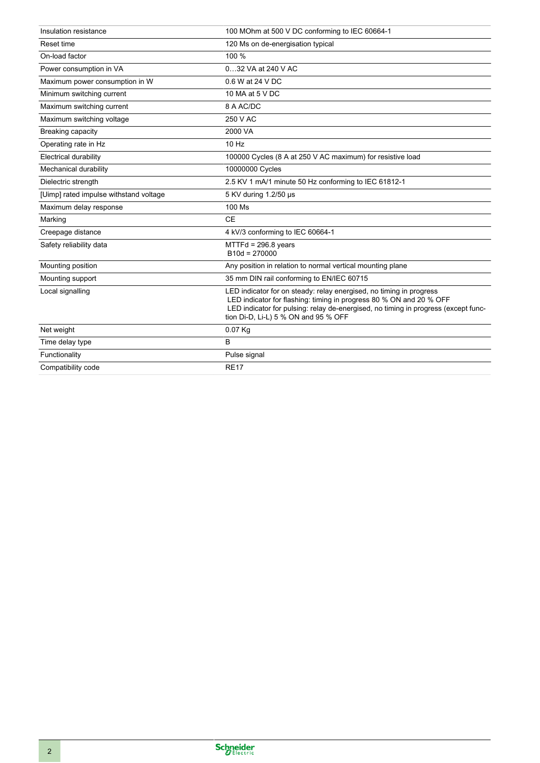| | |
|---|---|
| Insulation resistance | 100 MOhm at 500 V DC conforming to IEC 60664-1 |
| Reset time | 120 Ms on de-energisation typical |
| On-load factor | 100 % |
| Power consumption in VA | 0…32 VA at 240 V AC |
| Maximum power consumption in W | 0.6 W at 24 V DC |
| Minimum switching current | 10 MA at 5 V DC |
| Maximum switching current | 8 A AC/DC |
| Maximum switching voltage | 250 V AC |
| Breaking capacity | 2000 VA |
| Operating rate in Hz | 10 Hz |
| Electrical durability | 100000 Cycles (8 A at 250 V AC maximum) for resistive load |
| Mechanical durability | 10000000 Cycles |
| Dielectric strength | 2.5 KV 1 mA/1 minute 50 Hz conforming to IEC 61812-1 |
| [Uimp] rated impulse withstand voltage | 5 KV during 1.2/50 µs |
| Maximum delay response | 100 Ms |
| Marking | CE |
| Creepage distance | 4 kV/3 conforming to IEC 60664-1 |
| Safety reliability data | MTTFd = 296.8 years<br>B10d = 270000 |
| Mounting position | Any position in relation to normal vertical mounting plane |
| Mounting support | 35 mm DIN rail conforming to EN/IEC 60715 |
| Local signalling | LED indicator for on steady: relay energised, no timing in progress<br>LED indicator for flashing: timing in progress 80 % ON and 20 % OFF<br>LED indicator for pulsing: relay de-energised, no timing in progress (except function Di-D, Li-L) 5 % ON and 95 % OFF |
| Net weight | 0.07 Kg |
| Time delay type | B |
| Functionality | Pulse signal |
| Compatibility code | RE17 |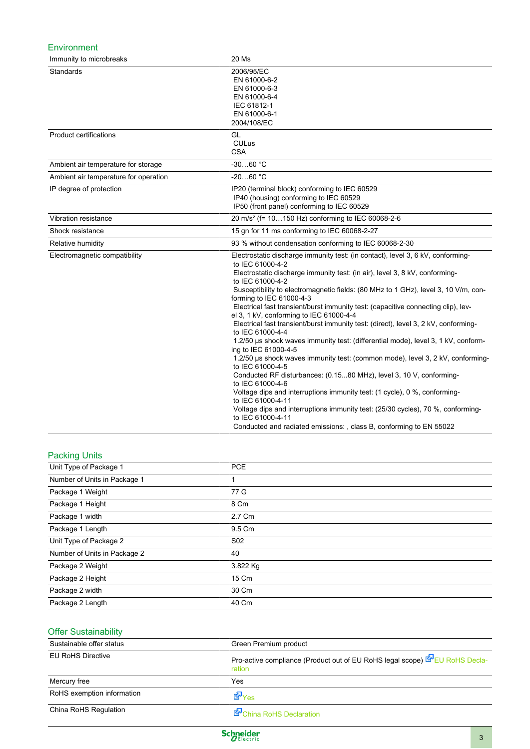## Environment

| | |
|---|---|
| Immunity to microbreaks | 20 Ms |
| Standards | 2006/95/EC<br>EN 61000-6-2<br>EN 61000-6-3<br>EN 61000-6-4<br>IEC 61812-1<br>EN 61000-6-1<br>2004/108/EC |
| Product certifications | GL<br>CULus<br>CSA |
| Ambient air temperature for storage | -30…60 °C |
| Ambient air temperature for operation | -20…60 °C |
| IP degree of protection | IP20 (terminal block) conforming to IEC 60529<br>IP40 (housing) conforming to IEC 60529<br>IP50 (front panel) conforming to IEC 60529 |
| Vibration resistance | 20 m/s² (f= 10…150 Hz) conforming to IEC 60068-2-6 |
| Shock resistance | 15 gn for 11 ms conforming to IEC 60068-2-27 |
| Relative humidity | 93 % without condensation conforming to IEC 60068-2-30 |
| Electromagnetic compatibility | Electrostatic discharge immunity test: (in contact), level 3, 6 kV, conforming-to IEC 61000-4-2<br>Electrostatic discharge immunity test: (in air), level 3, 8 kV, conforming-to IEC 61000-4-2<br>Susceptibility to electromagnetic fields: (80 MHz to 1 GHz), level 3, 10 V/m, conforming to IEC 61000-4-3<br>Electrical fast transient/burst immunity test: (capacitive connecting clip), level 3, 1 kV, conforming to IEC 61000-4-4<br>Electrical fast transient/burst immunity test: (direct), level 3, 2 kV, conforming-to IEC 61000-4-4<br>1.2/50 µs shock waves immunity test: (differential mode), level 3, 1 kV, conforming to IEC 61000-4-5<br>1.2/50 µs shock waves immunity test: (common mode), level 3, 2 kV, conforming-to IEC 61000-4-5<br>Conducted RF disturbances: (0.15...80 MHz), level 3, 10 V, conforming-to IEC 61000-4-6<br>Voltage dips and interruptions immunity test: (1 cycle), 0 %, conforming-to IEC 61000-4-11<br>Voltage dips and interruptions immunity test: (25/30 cycles), 70 %, conforming-to IEC 61000-4-11<br>Conducted and radiated emissions: , class B, conforming to EN 55022 |

## Packing Units

| | |
|---|---|
| Unit Type of Package 1 | PCE |
| Number of Units in Package 1 | 1 |
| Package 1 Weight | 77 G |
| Package 1 Height | 8 Cm |
| Package 1 width | 2.7 Cm |
| Package 1 Length | 9.5 Cm |
| Unit Type of Package 2 | S02 |
| Number of Units in Package 2 | 40 |
| Package 2 Weight | 3.822 Kg |
| Package 2 Height | 15 Cm |
| Package 2 width | 30 Cm |
| Package 2 Length | 40 Cm |

## Offer Sustainability

| | |
|---|---|
| Sustainable offer status | Green Premium product |
| EU RoHS Directive | Pro-active compliance (Product out of EU RoHS legal scope) EU RoHS Declaration |
| Mercury free | Yes |
| RoHS exemption information | Yes |
| China RoHS Regulation | China RoHS Declaration |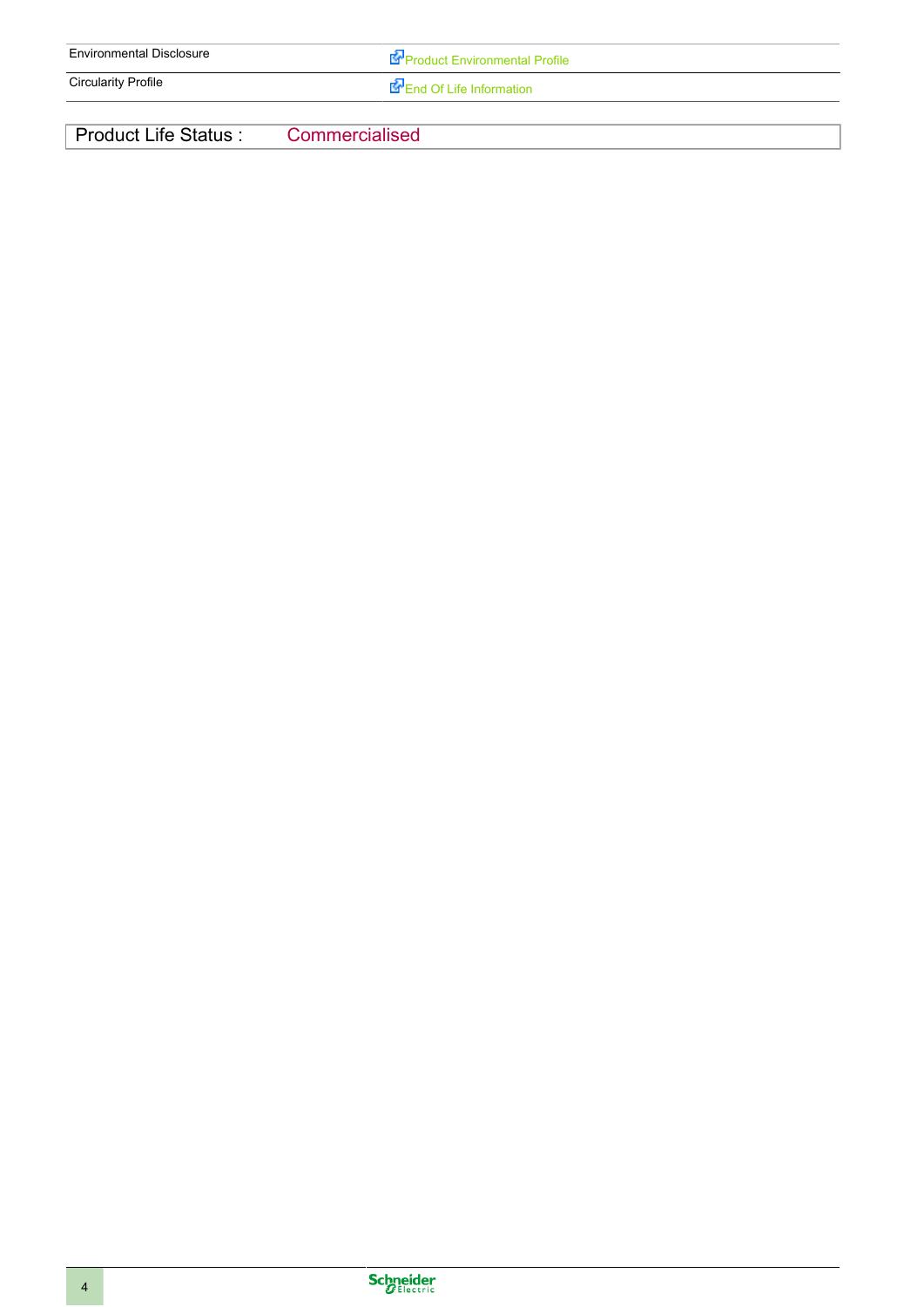| | |
|---|---|
| Environmental Disclosure | Product Environmental Profile |
| Circularity Profile | End Of Life Information |

| | |
|---|---|
| Product Life Status : | Commercialised |